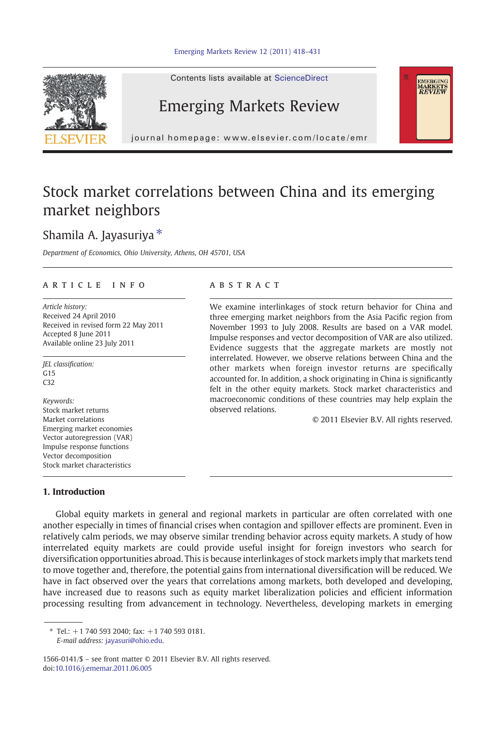# Stock market correlations between China and its emerging market neighbors

Shamila A. Jayasuriya *

*Department of Economics, Ohio University, Athens, OH 45701, USA*

---

**ARTICLE INFO**

*Article history:*
Received 24 April 2010
Received in revised form 22 May 2011
Accepted 8 June 2011
Available online 23 July 2011

*JEL classification:*
G15
C32

*Keywords:*
Stock market returns
Market correlations
Emerging market economies
Vector autoregression (VAR)
Impulse response functions
Vector decomposition
Stock market characteristics

**ABSTRACT**

We examine interlinkages of stock return behavior for China and three emerging market neighbors from the Asia Pacific region from November 1993 to July 2008. Results are based on a VAR model. Impulse responses and vector decomposition of VAR are also utilized. Evidence suggests that the aggregate markets are mostly not interrelated. However, we observe relations between China and the other markets when foreign investor returns are specifically accounted for. In addition, a shock originating in China is significantly felt in the other equity markets. Stock market characteristics and macroeconomic conditions of these countries may help explain the observed relations.

© 2011 Elsevier B.V. All rights reserved.

## 1. Introduction

Global equity markets in general and regional markets in particular are often correlated with one another especially in times of financial crises when contagion and spillover effects are prominent. Even in relatively calm periods, we may observe similar trending behavior across equity markets. A study of how interrelated equity markets are could provide useful insight for foreign investors who search for diversification opportunities abroad. This is because interlinkages of stock markets imply that markets tend to move together and, therefore, the potential gains from international diversification will be reduced. We have in fact observed over the years that correlations among markets, both developed and developing, have increased due to reasons such as equity market liberalization policies and efficient information processing resulting from advancement in technology. Nevertheless, developing markets in emerging

---

* Tel.: +1 740 593 2040; fax: +1 740 593 0181.
*E-mail address:* jayasuri@ohio.edu.

1566-0141/$ – see front matter © 2011 Elsevier B.V. All rights reserved.
doi:10.1016/j.ememar.2011.06.005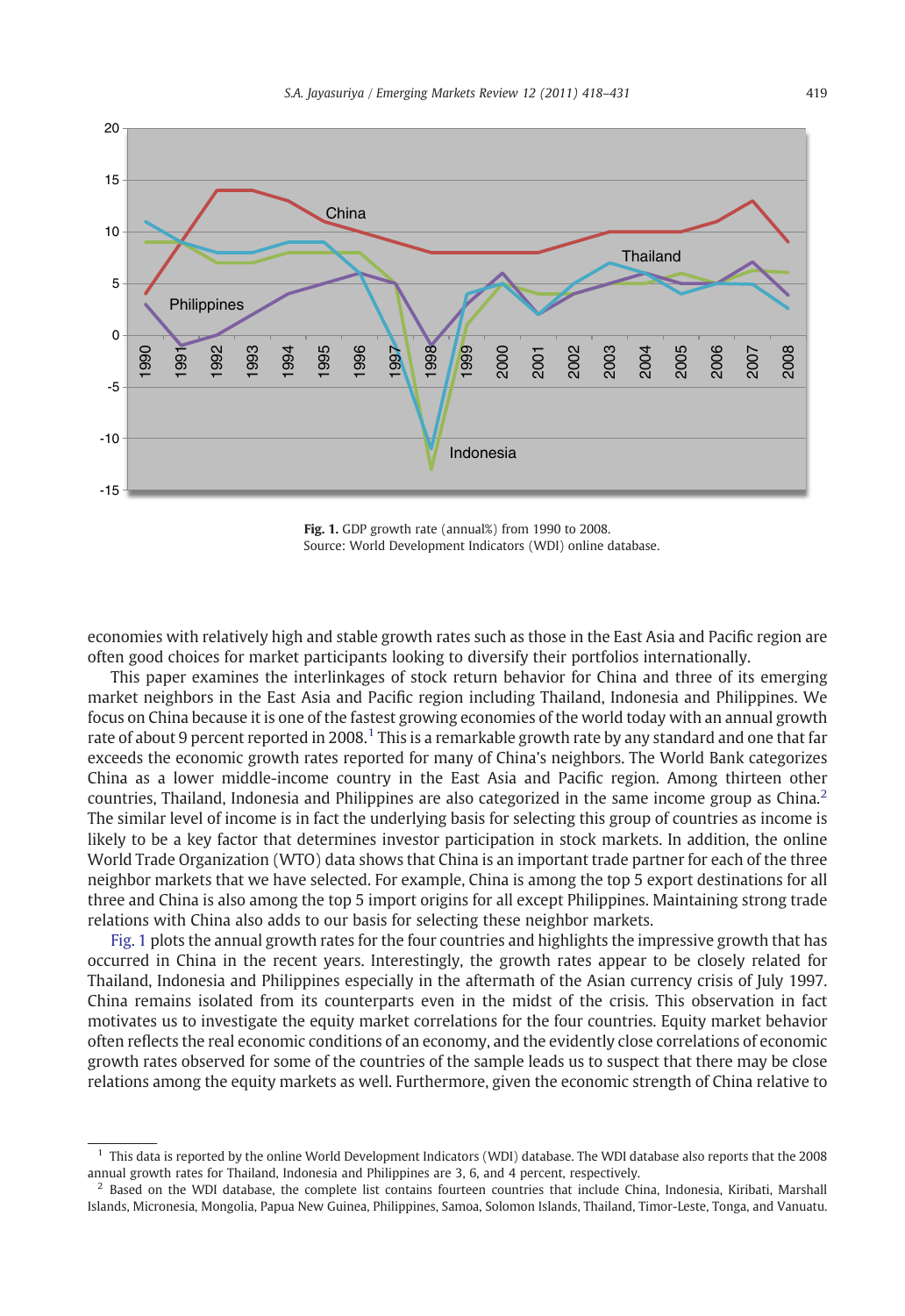Fig. 1. GDP growth rate (annual%) from 1990 to 2008.
Source: World Development Indicators (WDI) online database.

economies with relatively high and stable growth rates such as those in the East Asia and Pacific region are often good choices for market participants looking to diversify their portfolios internationally.

This paper examines the interlinkages of stock return behavior for China and three of its emerging market neighbors in the East Asia and Pacific region including Thailand, Indonesia and Philippines. We focus on China because it is one of the fastest growing economies of the world today with an annual growth rate of about 9 percent reported in 2008.[1] This is a remarkable growth rate by any standard and one that far exceeds the economic growth rates reported for many of China's neighbors. The World Bank categorizes China as a lower middle-income country in the East Asia and Pacific region. Among thirteen other countries, Thailand, Indonesia and Philippines are also categorized in the same income group as China.[2] The similar level of income is in fact the underlying basis for selecting this group of countries as income is likely to be a key factor that determines investor participation in stock markets. In addition, the online World Trade Organization (WTO) data shows that China is an important trade partner for each of the three neighbor markets that we have selected. For example, China is among the top 5 export destinations for all three and China is also among the top 5 import origins for all except Philippines. Maintaining strong trade relations with China also adds to our basis for selecting these neighbor markets.

Fig. 1 plots the annual growth rates for the four countries and highlights the impressive growth that has occurred in China in the recent years. Interestingly, the growth rates appear to be closely related for Thailand, Indonesia and Philippines especially in the aftermath of the Asian currency crisis of July 1997. China remains isolated from its counterparts even in the midst of the crisis. This observation in fact motivates us to investigate the equity market correlations for the four countries. Equity market behavior often reflects the real economic conditions of an economy, and the evidently close correlations of economic growth rates observed for some of the countries of the sample leads us to suspect that there may be close relations among the equity markets as well. Furthermore, given the economic strength of China relative to

---

[1] This data is reported by the online World Development Indicators (WDI) database. The WDI database also reports that the 2008 annual growth rates for Thailand, Indonesia and Philippines are 3, 6, and 4 percent, respectively.

[2] Based on the WDI database, the complete list contains fourteen countries that include China, Indonesia, Kiribati, Marshall Islands, Micronesia, Mongolia, Papua New Guinea, Philippines, Samoa, Solomon Islands, Thailand, Timor-Leste, Tonga, and Vanuatu.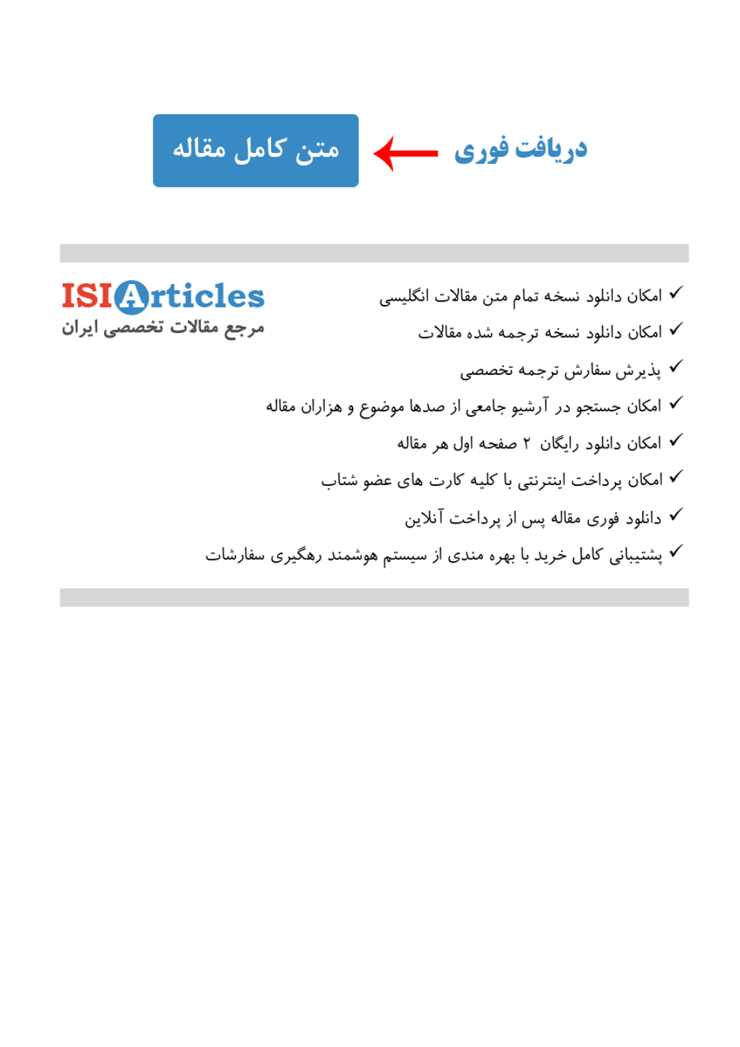دریافت فوری ← متن کامل مقاله

**ISIArticles**
مرجع مقالات تخصصی ایران

- ✓ امکان دانلود نسخه تمام متن مقالات انگلیسی
- ✓ امکان دانلود نسخه ترجمه شده مقالات
- ✓ پذیرش سفارش ترجمه تخصصی
- ✓ امکان جستجو در آرشیو جامعی از صدها موضوع و هزاران مقاله
- ✓ امکان دانلود رایگان ۲ صفحه اول هر مقاله
- ✓ امکان پرداخت اینترنتی با کلیه کارت های عضو شتاب
- ✓ دانلود فوری مقاله پس از پرداخت آنلاین
- ✓ پشتیبانی کامل خرید با بهره مندی از سیستم هوشمند رهگیری سفارشات